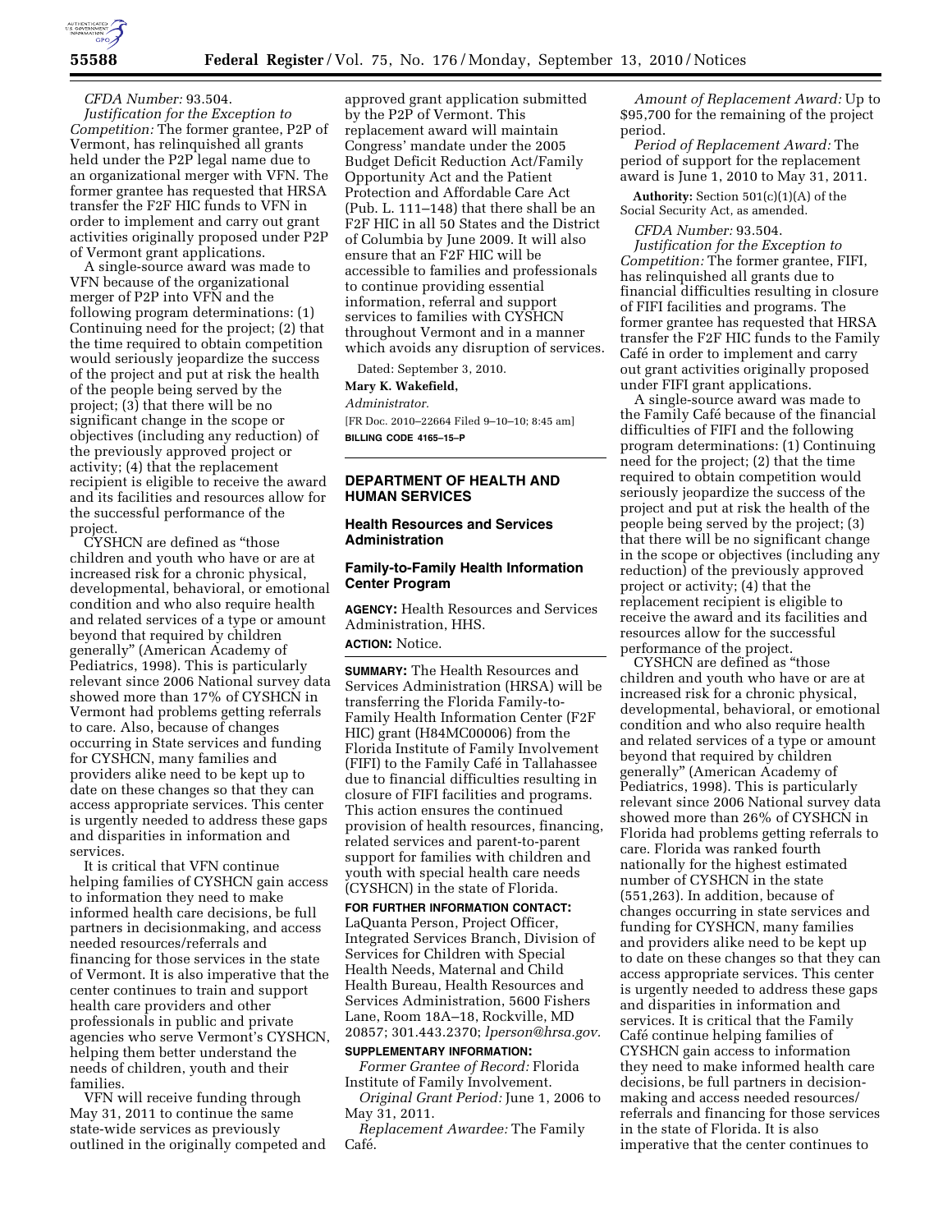*CFDA Number:* 93.504.

*Justification for the Exception to Competition:* The former grantee, P2P of Vermont, has relinquished all grants held under the P2P legal name due to an organizational merger with VFN. The former grantee has requested that HRSA transfer the F2F HIC funds to VFN in order to implement and carry out grant activities originally proposed under P2P of Vermont grant applications.

A single-source award was made to VFN because of the organizational merger of P2P into VFN and the following program determinations: (1) Continuing need for the project; (2) that the time required to obtain competition would seriously jeopardize the success of the project and put at risk the health of the people being served by the project; (3) that there will be no significant change in the scope or objectives (including any reduction) of the previously approved project or activity; (4) that the replacement recipient is eligible to receive the award and its facilities and resources allow for the successful performance of the project.

CYSHCN are defined as "those children and youth who have or are at increased risk for a chronic physical, developmental, behavioral, or emotional condition and who also require health and related services of a type or amount beyond that required by children generally" (American Academy of Pediatrics, 1998). This is particularly relevant since 2006 National survey data showed more than 17% of CYSHCN in Vermont had problems getting referrals to care. Also, because of changes occurring in State services and funding for CYSHCN, many families and providers alike need to be kept up to date on these changes so that they can access appropriate services. This center is urgently needed to address these gaps and disparities in information and services.

It is critical that VFN continue helping families of CYSHCN gain access to information they need to make informed health care decisions, be full partners in decisionmaking, and access needed resources/referrals and financing for those services in the state of Vermont. It is also imperative that the center continues to train and support health care providers and other professionals in public and private agencies who serve Vermont's CYSHCN, helping them better understand the needs of children, youth and their families.

VFN will receive funding through May 31, 2011 to continue the same state-wide services as previously outlined in the originally competed and approved grant application submitted by the P2P of Vermont. This replacement award will maintain Congress' mandate under the 2005 Budget Deficit Reduction Act/Family Opportunity Act and the Patient Protection and Affordable Care Act (Pub. L. 111–148) that there shall be an F2F HIC in all 50 States and the District of Columbia by June 2009. It will also ensure that an F2F HIC will be accessible to families and professionals to continue providing essential information, referral and support services to families with CYSHCN throughout Vermont and in a manner which avoids any disruption of services.

Dated: September 3, 2010.

**Mary K. Wakefield,**

*Administrator.*

[FR Doc. 2010–22664 Filed 9–10–10; 8:45 am]

**BILLING CODE 4165–15–P**

---

## DEPARTMENT OF HEALTH AND HUMAN SERVICES

### Health Resources and Services Administration

### Family-to-Family Health Information Center Program

**AGENCY:** Health Resources and Services Administration, HHS.

**ACTION:** Notice.

**SUMMARY:** The Health Resources and Services Administration (HRSA) will be transferring the Florida Family-to-Family Health Information Center (F2F HIC) grant (H84MC00006) from the Florida Institute of Family Involvement (FIFI) to the Family Café in Tallahassee due to financial difficulties resulting in closure of FIFI facilities and programs. This action ensures the continued provision of health resources, financing, related services and parent-to-parent support for families with children and youth with special health care needs (CYSHCN) in the state of Florida.

**FOR FURTHER INFORMATION CONTACT:** LaQuanta Person, Project Officer, Integrated Services Branch, Division of Services for Children with Special Health Needs, Maternal and Child Health Bureau, Health Resources and Services Administration, 5600 Fishers Lane, Room 18A–18, Rockville, MD 20857; 301.443.2370; *lperson@hrsa.gov.*

**SUPPLEMENTARY INFORMATION:**

*Former Grantee of Record:* Florida Institute of Family Involvement.

*Original Grant Period:* June 1, 2006 to May 31, 2011.

*Replacement Awardee:* The Family Café.

*Amount of Replacement Award:* Up to $95,700 for the remaining of the project period.

*Period of Replacement Award:* The period of support for the replacement award is June 1, 2010 to May 31, 2011.

**Authority:** Section 501(c)(1)(A) of the Social Security Act, as amended.

*CFDA Number:* 93.504.

*Justification for the Exception to Competition:* The former grantee, FIFI, has relinquished all grants due to financial difficulties resulting in closure of FIFI facilities and programs. The former grantee has requested that HRSA transfer the F2F HIC funds to the Family Café in order to implement and carry out grant activities originally proposed under FIFI grant applications.

A single-source award was made to the Family Café because of the financial difficulties of FIFI and the following program determinations: (1) Continuing need for the project; (2) that the time required to obtain competition would seriously jeopardize the success of the project and put at risk the health of the people being served by the project; (3) that there will be no significant change in the scope or objectives (including any reduction) of the previously approved project or activity; (4) that the replacement recipient is eligible to receive the award and its facilities and resources allow for the successful performance of the project.

CYSHCN are defined as "those children and youth who have or are at increased risk for a chronic physical, developmental, behavioral, or emotional condition and who also require health and related services of a type or amount beyond that required by children generally" (American Academy of Pediatrics, 1998). This is particularly relevant since 2006 National survey data showed more than 26% of CYSHCN in Florida had problems getting referrals to care. Florida was ranked fourth nationally for the highest estimated number of CYSHCN in the state (551,263). In addition, because of changes occurring in state services and funding for CYSHCN, many families and providers alike need to be kept up to date on these changes so that they can access appropriate services. This center is urgently needed to address these gaps and disparities in information and services. It is critical that the Family Café continue helping families of CYSHCN gain access to information they need to make informed health care decisions, be full partners in decision-making and access needed resources/referrals and financing for those services in the state of Florida. It is also imperative that the center continues to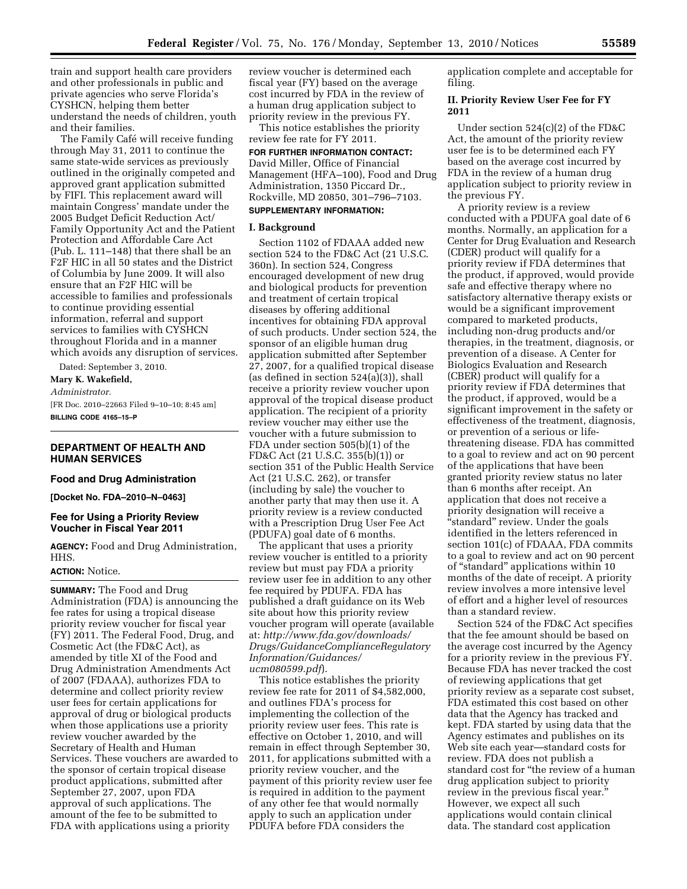train and support health care providers and other professionals in public and private agencies who serve Florida's CYSHCN, helping them better understand the needs of children, youth and their families.

The Family Café will receive funding through May 31, 2011 to continue the same state-wide services as previously outlined in the originally competed and approved grant application submitted by FIFI. This replacement award will maintain Congress' mandate under the 2005 Budget Deficit Reduction Act/ Family Opportunity Act and the Patient Protection and Affordable Care Act (Pub. L. 111–148) that there shall be an F2F HIC in all 50 states and the District of Columbia by June 2009. It will also ensure that an F2F HIC will be accessible to families and professionals to continue providing essential information, referral and support services to families with CYSHCN throughout Florida and in a manner which avoids any disruption of services.

Dated: September 3, 2010.

**Mary K. Wakefield,**

*Administrator.*

[FR Doc. 2010–22663 Filed 9–10–10; 8:45 am]

**BILLING CODE 4165–15–P**

---

## DEPARTMENT OF HEALTH AND HUMAN SERVICES

### Food and Drug Administration

**[Docket No. FDA–2010–N–0463]**

### Fee for Using a Priority Review Voucher in Fiscal Year 2011

**AGENCY:** Food and Drug Administration, HHS.

**ACTION:** Notice.

**SUMMARY:** The Food and Drug Administration (FDA) is announcing the fee rates for using a tropical disease priority review voucher for fiscal year (FY) 2011. The Federal Food, Drug, and Cosmetic Act (the FD&C Act), as amended by title XI of the Food and Drug Administration Amendments Act of 2007 (FDAAA), authorizes FDA to determine and collect priority review user fees for certain applications for approval of drug or biological products when those applications use a priority review voucher awarded by the Secretary of Health and Human Services. These vouchers are awarded to the sponsor of certain tropical disease product applications, submitted after September 27, 2007, upon FDA approval of such applications. The amount of the fee to be submitted to FDA with applications using a priority review voucher is determined each fiscal year (FY) based on the average cost incurred by FDA in the review of a human drug application subject to priority review in the previous FY.

This notice establishes the priority review fee rate for FY 2011.

**FOR FURTHER INFORMATION CONTACT:** David Miller, Office of Financial Management (HFA–100), Food and Drug Administration, 1350 Piccard Dr., Rockville, MD 20850, 301–796–7103.

**SUPPLEMENTARY INFORMATION:**

#### I. Background

Section 1102 of FDAAA added new section 524 to the FD&C Act (21 U.S.C. 360n). In section 524, Congress encouraged development of new drug and biological products for prevention and treatment of certain tropical diseases by offering additional incentives for obtaining FDA approval of such products. Under section 524, the sponsor of an eligible human drug application submitted after September 27, 2007, for a qualified tropical disease (as defined in section 524(a)(3)), shall receive a priority review voucher upon approval of the tropical disease product application. The recipient of a priority review voucher may either use the voucher with a future submission to FDA under section 505(b)(1) of the FD&C Act (21 U.S.C. 355(b)(1)) or section 351 of the Public Health Service Act (21 U.S.C. 262), or transfer (including by sale) the voucher to another party that may then use it. A priority review is a review conducted with a Prescription Drug User Fee Act (PDUFA) goal date of 6 months.

The applicant that uses a priority review voucher is entitled to a priority review but must pay FDA a priority review user fee in addition to any other fee required by PDUFA. FDA has published a draft guidance on its Web site about how this priority review voucher program will operate (available at: *http://www.fda.gov/downloads/Drugs/GuidanceComplianceRegulatoryInformation/Guidances/ucm080599.pdf*).

This notice establishes the priority review fee rate for 2011 of $4,582,000, and outlines FDA's process for implementing the collection of the priority review user fees. This rate is effective on October 1, 2010, and will remain in effect through September 30, 2011, for applications submitted with a priority review voucher, and the payment of this priority review user fee is required in addition to the payment of any other fee that would normally apply to such an application under PDUFA before FDA considers the application complete and acceptable for filing.

#### II. Priority Review User Fee for FY 2011

Under section 524(c)(2) of the FD&C Act, the amount of the priority review user fee is to be determined each FY based on the average cost incurred by FDA in the review of a human drug application subject to priority review in the previous FY.

A priority review is a review conducted with a PDUFA goal date of 6 months. Normally, an application for a Center for Drug Evaluation and Research (CDER) product will qualify for a priority review if FDA determines that the product, if approved, would provide safe and effective therapy where no satisfactory alternative therapy exists or would be a significant improvement compared to marketed products, including non-drug products and/or therapies, in the treatment, diagnosis, or prevention of a disease. A Center for Biologics Evaluation and Research (CBER) product will qualify for a priority review if FDA determines that the product, if approved, would be a significant improvement in the safety or effectiveness of the treatment, diagnosis, or prevention of a serious or life-threatening disease. FDA has committed to a goal to review and act on 90 percent of the applications that have been granted priority review status no later than 6 months after receipt. An application that does not receive a priority designation will receive a "standard" review. Under the goals identified in the letters referenced in section 101(c) of FDAAA, FDA commits to a goal to review and act on 90 percent of "standard" applications within 10 months of the date of receipt. A priority review involves a more intensive level of effort and a higher level of resources than a standard review.

Section 524 of the FD&C Act specifies that the fee amount should be based on the average cost incurred by the Agency for a priority review in the previous FY. Because FDA has never tracked the cost of reviewing applications that get priority review as a separate cost subset, FDA estimated this cost based on other data that the Agency has tracked and kept. FDA started by using data that the Agency estimates and publishes on its Web site each year—standard costs for review. FDA does not publish a standard cost for "the review of a human drug application subject to priority review in the previous fiscal year." However, we expect all such applications would contain clinical data. The standard cost application